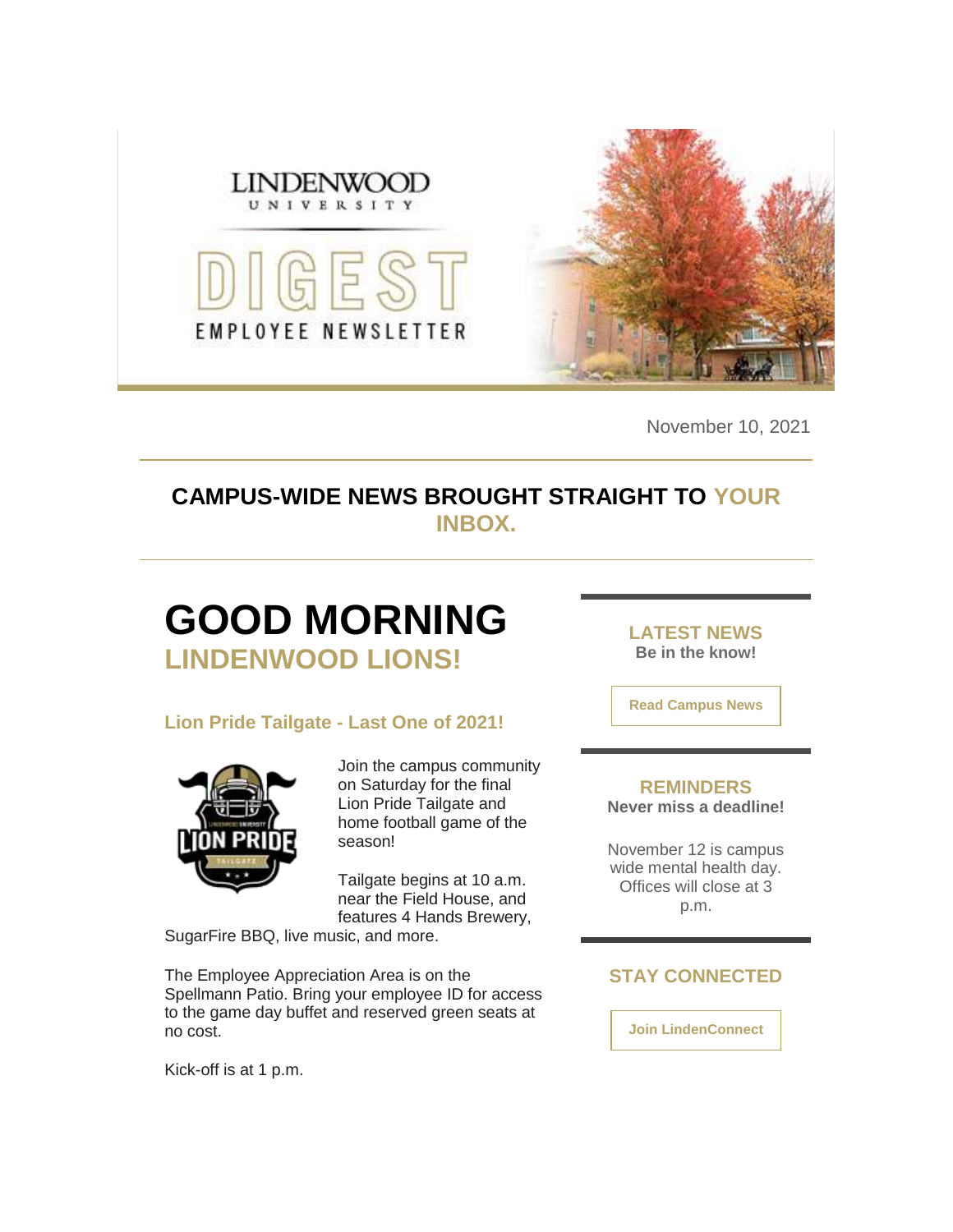LINDENWOOD UNIVERSITY

DIGEST

EMPLOYEE NEWSLETTER

November 10, 2021

## CAMPUS-WIDE NEWS BROUGHT STRAIGHT TO YOUR INBOX.

# GOOD MORNING LINDENWOOD LIONS!

### Lion Pride Tailgate - Last One of 2021!

Join the campus community on Saturday for the final Lion Pride Tailgate and home football game of the season!

Tailgate begins at 10 a.m. near the Field House, and features 4 Hands Brewery, SugarFire BBQ, live music, and more.

The Employee Appreciation Area is on the Spellmann Patio. Bring your employee ID for access to the game day buffet and reserved green seats at no cost.

Kick-off is at 1 p.m.

### LATEST NEWS

**Be in the know!**

**Read Campus News**

### REMINDERS

**Never miss a deadline!**

November 12 is campus wide mental health day. Offices will close at 3 p.m.

### STAY CONNECTED

**Join LindenConnect**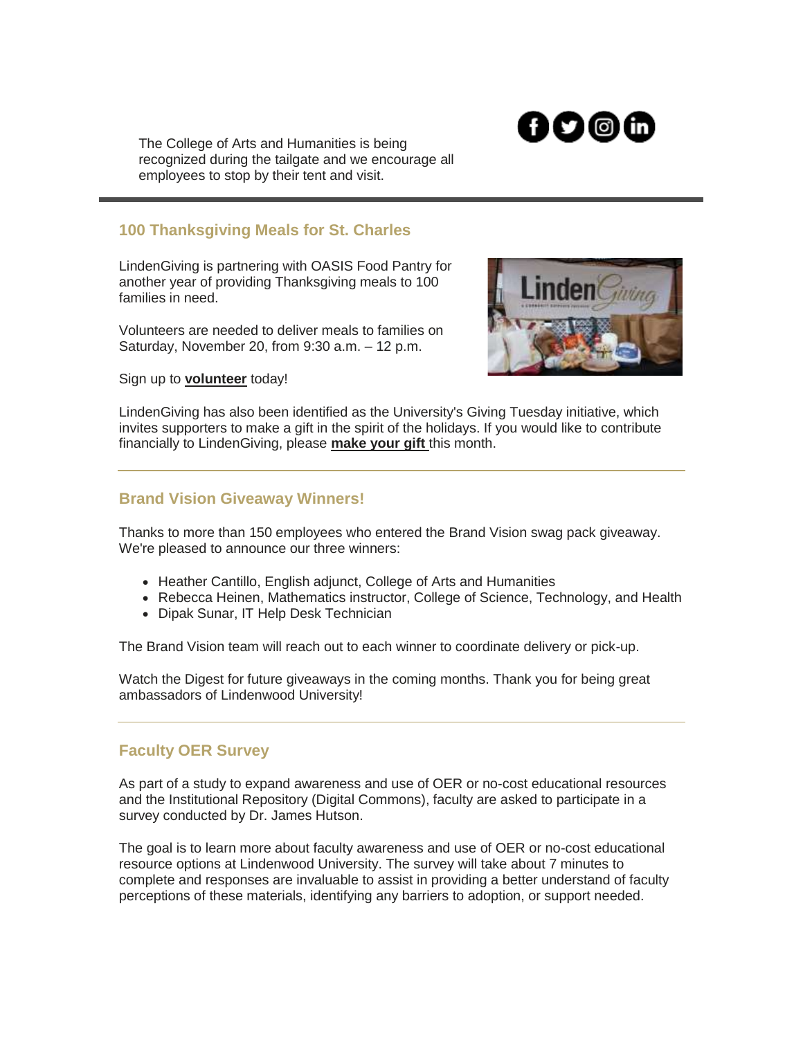The College of Arts and Humanities is being recognized during the tailgate and we encourage all employees to stop by their tent and visit.

---

### 100 Thanksgiving Meals for St. Charles

LindenGiving is partnering with OASIS Food Pantry for another year of providing Thanksgiving meals to 100 families in need.

Volunteers are needed to deliver meals to families on Saturday, November 20, from 9:30 a.m. – 12 p.m.

Sign up to **volunteer** today!

LindenGiving has also been identified as the University's Giving Tuesday initiative, which invites supporters to make a gift in the spirit of the holidays. If you would like to contribute financially to LindenGiving, please **make your gift** this month.

---

### Brand Vision Giveaway Winners!

Thanks to more than 150 employees who entered the Brand Vision swag pack giveaway. We're pleased to announce our three winners:

- Heather Cantillo, English adjunct, College of Arts and Humanities
- Rebecca Heinen, Mathematics instructor, College of Science, Technology, and Health
- Dipak Sunar, IT Help Desk Technician

The Brand Vision team will reach out to each winner to coordinate delivery or pick-up.

Watch the Digest for future giveaways in the coming months. Thank you for being great ambassadors of Lindenwood University!

---

### Faculty OER Survey

As part of a study to expand awareness and use of OER or no-cost educational resources and the Institutional Repository (Digital Commons), faculty are asked to participate in a survey conducted by Dr. James Hutson.

The goal is to learn more about faculty awareness and use of OER or no-cost educational resource options at Lindenwood University. The survey will take about 7 minutes to complete and responses are invaluable to assist in providing a better understand of faculty perceptions of these materials, identifying any barriers to adoption, or support needed.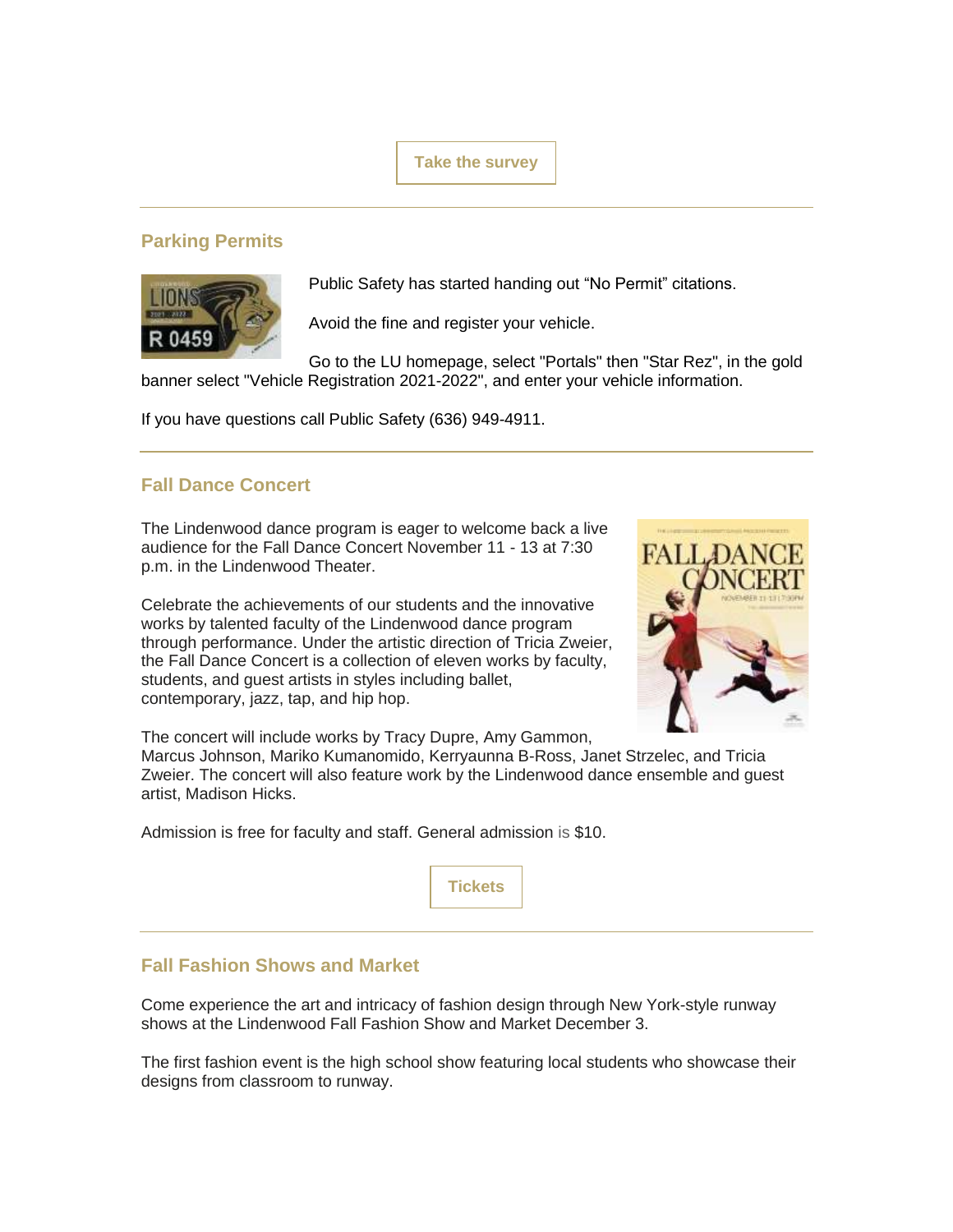Take the survey

## Parking Permits

Public Safety has started handing out "No Permit" citations.

Avoid the fine and register your vehicle.

Go to the LU homepage, select "Portals" then "Star Rez", in the gold banner select "Vehicle Registration 2021-2022", and enter your vehicle information.

If you have questions call Public Safety (636) 949-4911.

## Fall Dance Concert

The Lindenwood dance program is eager to welcome back a live audience for the Fall Dance Concert November 11 - 13 at 7:30 p.m. in the Lindenwood Theater.

Celebrate the achievements of our students and the innovative works by talented faculty of the Lindenwood dance program through performance. Under the artistic direction of Tricia Zweier, the Fall Dance Concert is a collection of eleven works by faculty, students, and guest artists in styles including ballet, contemporary, jazz, tap, and hip hop.

The concert will include works by Tracy Dupre, Amy Gammon, Marcus Johnson, Mariko Kumanomido, Kerryaunna B-Ross, Janet Strzelec, and Tricia Zweier. The concert will also feature work by the Lindenwood dance ensemble and guest artist, Madison Hicks.

Admission is free for faculty and staff. General admission is $10.

Tickets

## Fall Fashion Shows and Market

Come experience the art and intricacy of fashion design through New York-style runway shows at the Lindenwood Fall Fashion Show and Market December 3.

The first fashion event is the high school show featuring local students who showcase their designs from classroom to runway.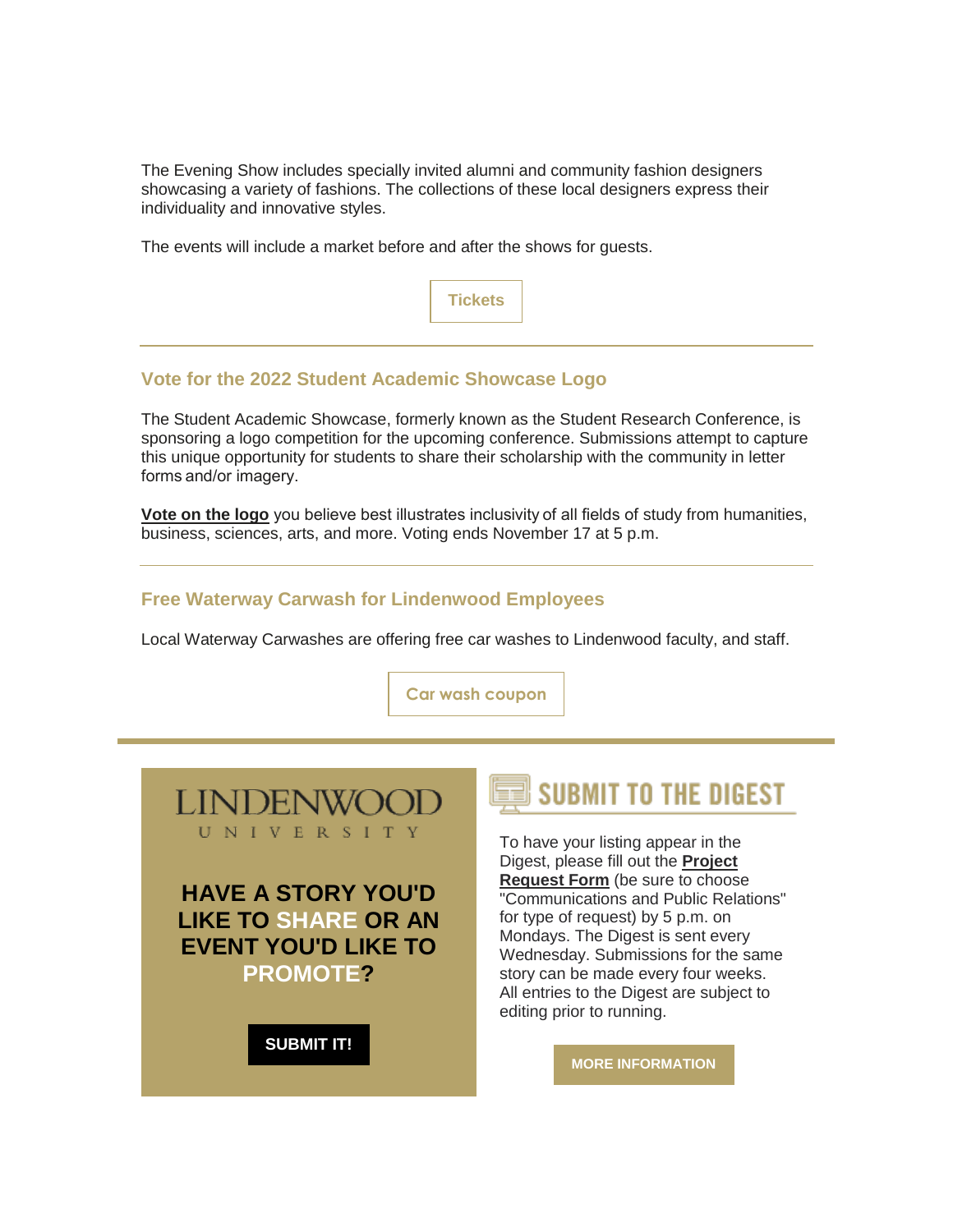The Evening Show includes specially invited alumni and community fashion designers showcasing a variety of fashions. The collections of these local designers express their individuality and innovative styles.

The events will include a market before and after the shows for guests.

Tickets

---

### Vote for the 2022 Student Academic Showcase Logo

The Student Academic Showcase, formerly known as the Student Research Conference, is sponsoring a logo competition for the upcoming conference. Submissions attempt to capture this unique opportunity for students to share their scholarship with the community in letter forms and/or imagery.

**Vote on the logo** you believe best illustrates inclusivity of all fields of study from humanities, business, sciences, arts, and more. Voting ends November 17 at 5 p.m.

---

### Free Waterway Carwash for Lindenwood Employees

Local Waterway Carwashes are offering free car washes to Lindenwood faculty, and staff.

Car wash coupon

---

LINDENWOOD UNIVERSITY

**HAVE A STORY YOU'D LIKE TO SHARE OR AN EVENT YOU'D LIKE TO PROMOTE?**

**SUBMIT IT!**

## SUBMIT TO THE DIGEST

To have your listing appear in the Digest, please fill out the **Project Request Form** (be sure to choose "Communications and Public Relations" for type of request) by 5 p.m. on Mondays. The Digest is sent every Wednesday. Submissions for the same story can be made every four weeks. All entries to the Digest are subject to editing prior to running.

**MORE INFORMATION**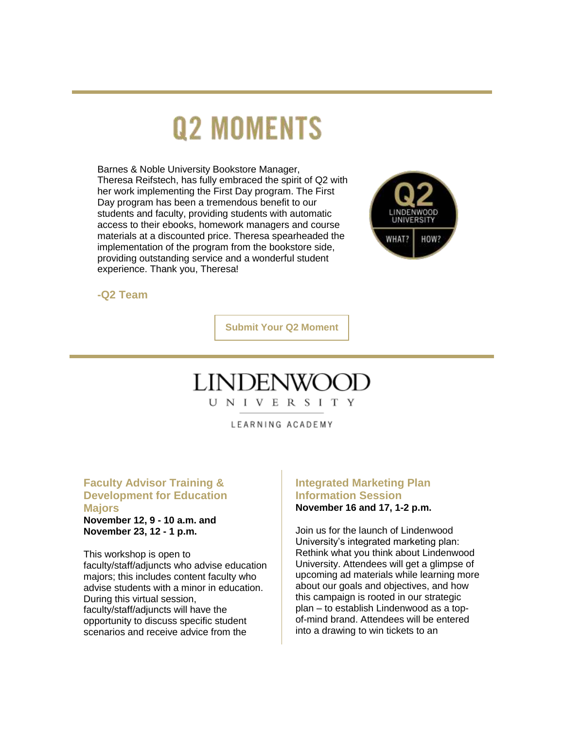# Q2 MOMENTS

Barnes & Noble University Bookstore Manager, Theresa Reifstech, has fully embraced the spirit of Q2 with her work implementing the First Day program. The First Day program has been a tremendous benefit to our students and faculty, providing students with automatic access to their ebooks, homework managers and course materials at a discounted price. Theresa spearheaded the implementation of the program from the bookstore side, providing outstanding service and a wonderful student experience. Thank you, Theresa!

**-Q2 Team**

**Submit Your Q2 Moment**

LINDENWOOD UNIVERSITY

LEARNING ACADEMY

### Faculty Advisor Training & Development for Education Majors

**November 12, 9 - 10 a.m. and November 23, 12 - 1 p.m.**

This workshop is open to faculty/staff/adjuncts who advise education majors; this includes content faculty who advise students with a minor in education. During this virtual session, faculty/staff/adjuncts will have the opportunity to discuss specific student scenarios and receive advice from the

### Integrated Marketing Plan Information Session

**November 16 and 17, 1-2 p.m.**

Join us for the launch of Lindenwood University's integrated marketing plan: Rethink what you think about Lindenwood University. Attendees will get a glimpse of upcoming ad materials while learning more about our goals and objectives, and how this campaign is rooted in our strategic plan – to establish Lindenwood as a top-of-mind brand. Attendees will be entered into a drawing to win tickets to an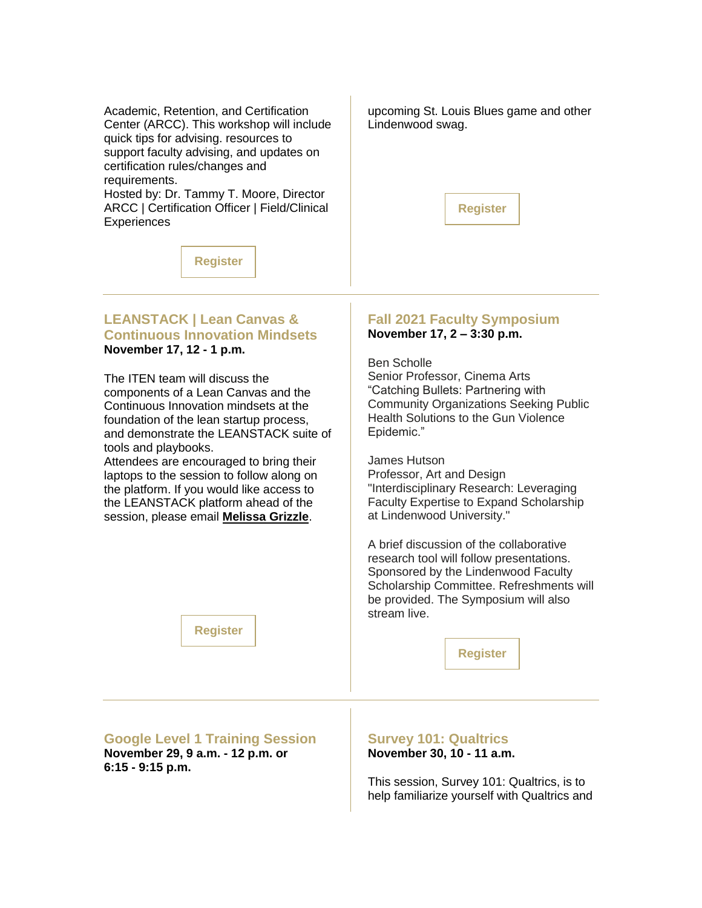Academic, Retention, and Certification Center (ARCC). This workshop will include quick tips for advising. resources to support faculty advising, and updates on certification rules/changes and requirements.
Hosted by: Dr. Tammy T. Moore, Director ARCC | Certification Officer | Field/Clinical Experiences

Register

upcoming St. Louis Blues game and other Lindenwood swag.

Register

### LEANSTACK | Lean Canvas & Continuous Innovation Mindsets

**November 17, 12 - 1 p.m.**

The ITEN team will discuss the components of a Lean Canvas and the Continuous Innovation mindsets at the foundation of the lean startup process, and demonstrate the LEANSTACK suite of tools and playbooks.
Attendees are encouraged to bring their laptops to the session to follow along on the platform. If you would like access to the LEANSTACK platform ahead of the session, please email **Melissa Grizzle**.

Register

### Fall 2021 Faculty Symposium

**November 17, 2 – 3:30 p.m.**

Ben Scholle
Senior Professor, Cinema Arts
"Catching Bullets: Partnering with Community Organizations Seeking Public Health Solutions to the Gun Violence Epidemic."

James Hutson
Professor, Art and Design
"Interdisciplinary Research: Leveraging Faculty Expertise to Expand Scholarship at Lindenwood University."

A brief discussion of the collaborative research tool will follow presentations. Sponsored by the Lindenwood Faculty Scholarship Committee. Refreshments will be provided. The Symposium will also stream live.

Register

### Google Level 1 Training Session

**November 29, 9 a.m. - 12 p.m. or 6:15 - 9:15 p.m.**

### Survey 101: Qualtrics

**November 30, 10 - 11 a.m.**

This session, Survey 101: Qualtrics, is to help familiarize yourself with Qualtrics and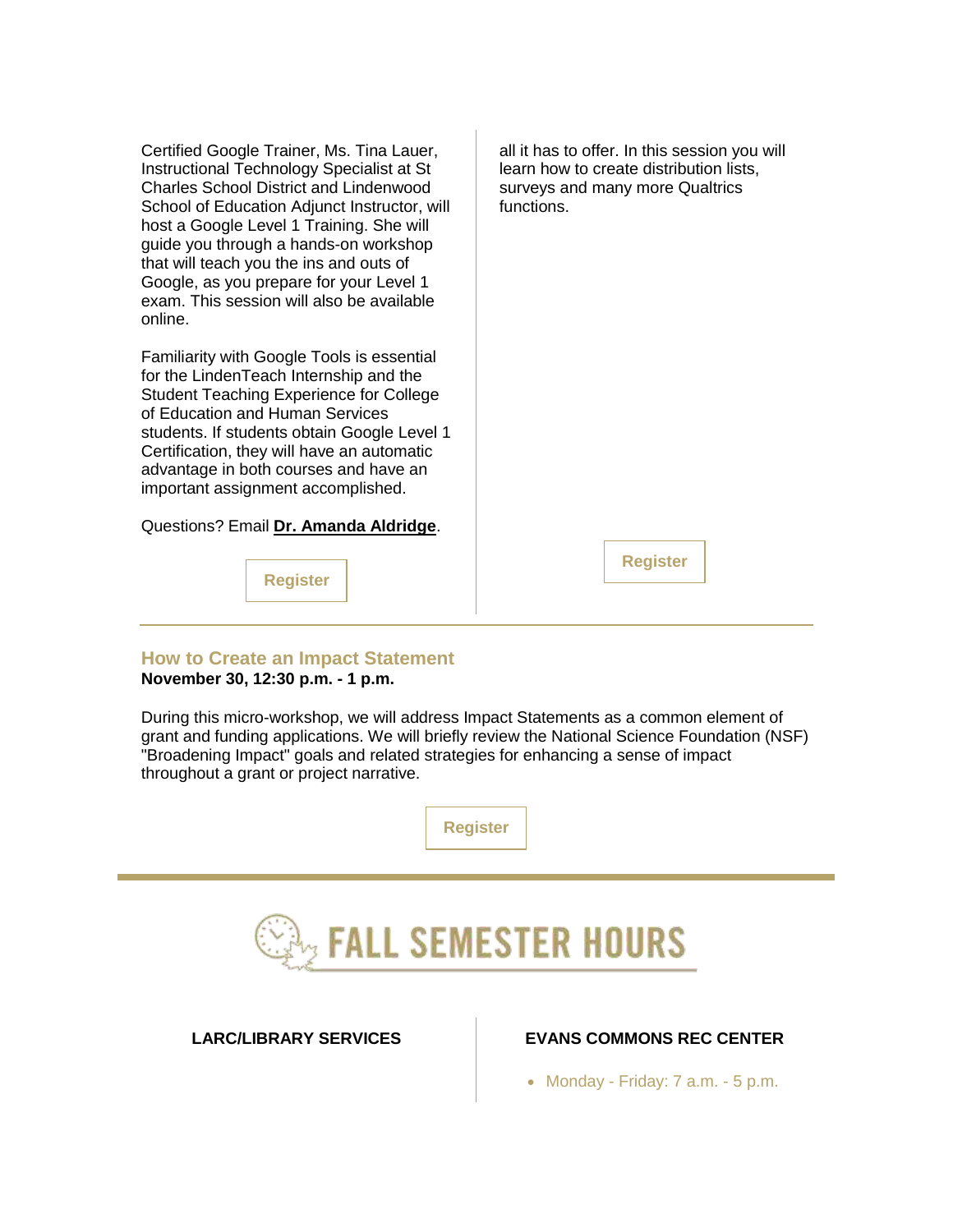Certified Google Trainer, Ms. Tina Lauer, Instructional Technology Specialist at St Charles School District and Lindenwood School of Education Adjunct Instructor, will host a Google Level 1 Training. She will guide you through a hands-on workshop that will teach you the ins and outs of Google, as you prepare for your Level 1 exam. This session will also be available online.

Familiarity with Google Tools is essential for the LindenTeach Internship and the Student Teaching Experience for College of Education and Human Services students. If students obtain Google Level 1 Certification, they will have an automatic advantage in both courses and have an important assignment accomplished.

Questions? Email **Dr. Amanda Aldridge**.

**Register**

all it has to offer. In this session you will learn how to create distribution lists, surveys and many more Qualtrics functions.

**Register**

---

### How to Create an Impact Statement

**November 30, 12:30 p.m. - 1 p.m.**

During this micro-workshop, we will address Impact Statements as a common element of grant and funding applications. We will briefly review the National Science Foundation (NSF) "Broadening Impact" goals and related strategies for enhancing a sense of impact throughout a grant or project narrative.

**Register**

---

# FALL SEMESTER HOURS

**LARC/LIBRARY SERVICES**

**EVANS COMMONS REC CENTER**

- Monday - Friday: 7 a.m. - 5 p.m.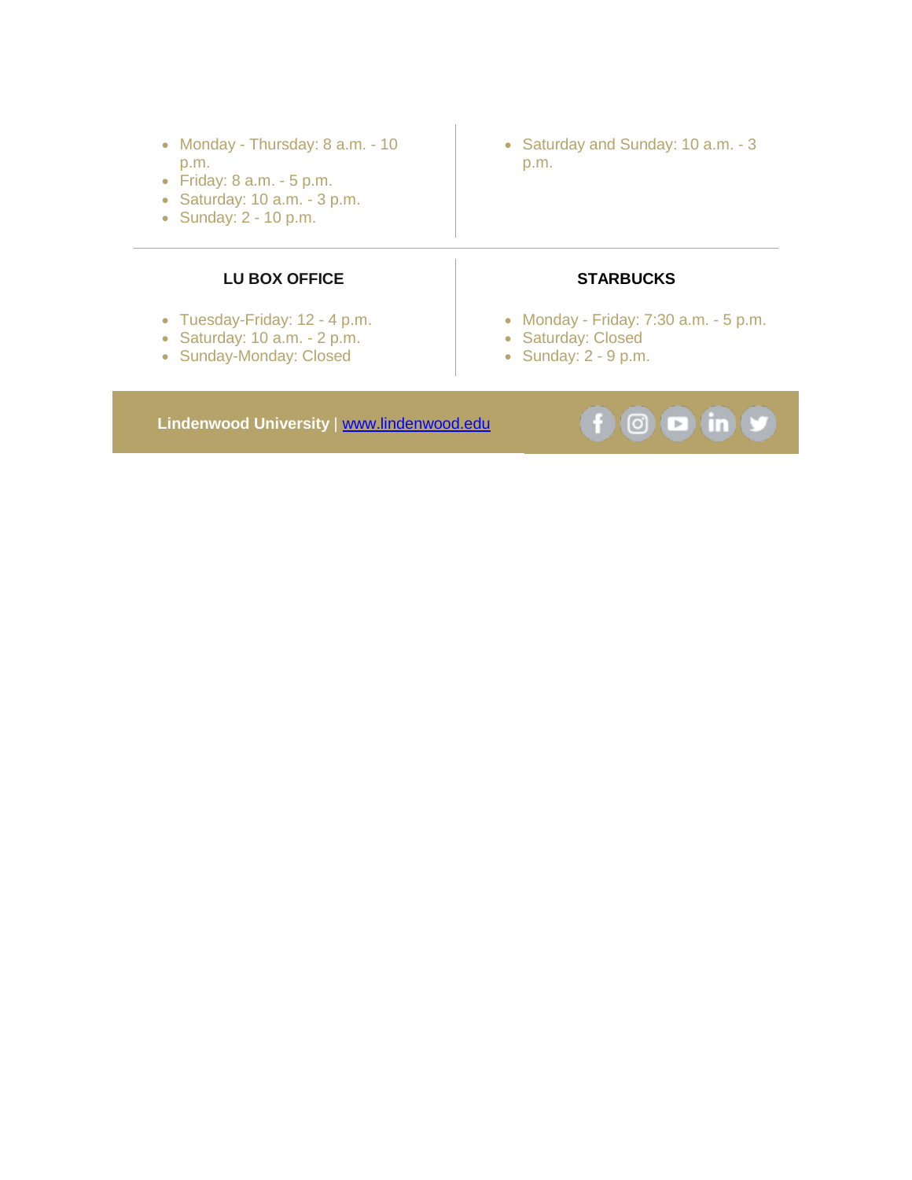- Monday - Thursday: 8 a.m. - 10 p.m.
- Friday: 8 a.m. - 5 p.m.
- Saturday: 10 a.m. - 3 p.m.
- Sunday: 2 - 10 p.m.

- Saturday and Sunday: 10 a.m. - 3 p.m.

**LU BOX OFFICE**

- Tuesday-Friday: 12 - 4 p.m.
- Saturday: 10 a.m. - 2 p.m.
- Sunday-Monday: Closed

**STARBUCKS**

- Monday - Friday: 7:30 a.m. - 5 p.m.
- Saturday: Closed
- Sunday: 2 - 9 p.m.

**Lindenwood University** | www.lindenwood.edu